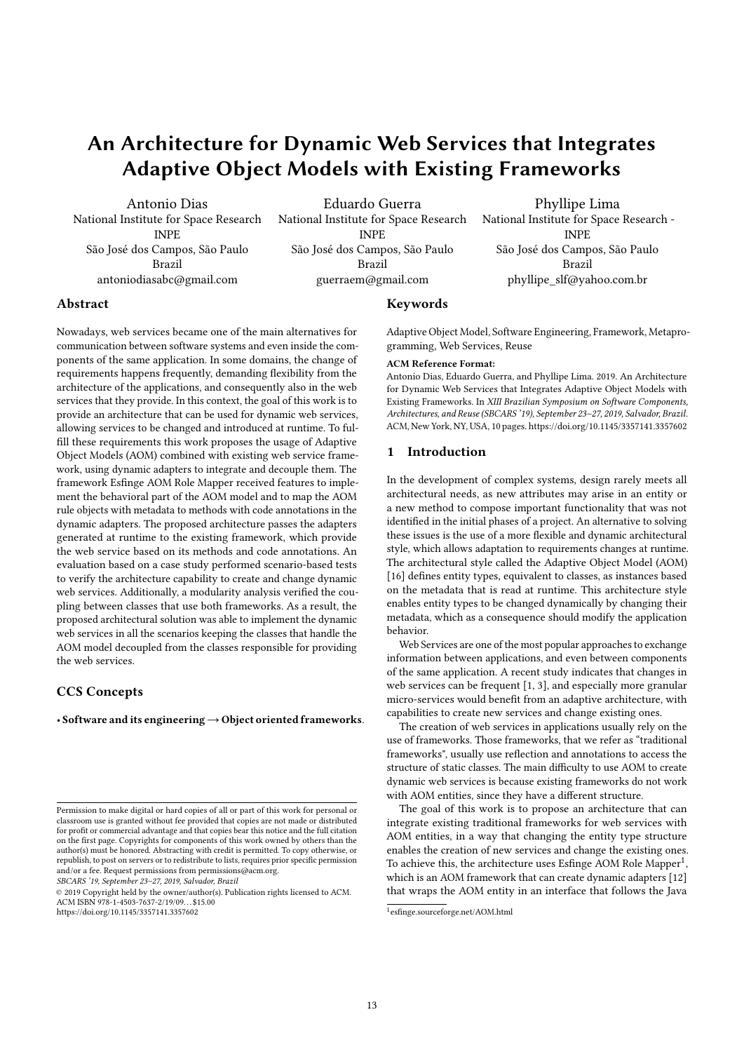# An Architecture for Dynamic Web Services that Integrates Adaptive Object Models with Existing Frameworks

Antonio Dias
National Institute for Space Research
INPE
São José dos Campos, São Paulo
Brazil
antoniodiasabc@gmail.com

Eduardo Guerra
National Institute for Space Research
INPE
São José dos Campos, São Paulo
Brazil
guerraem@gmail.com

Phyllipe Lima
National Institute for Space Research - INPE
São José dos Campos, São Paulo
Brazil
phyllipe_slf@yahoo.com.br

## Abstract

Nowadays, web services became one of the main alternatives for communication between software systems and even inside the components of the same application. In some domains, the change of requirements happens frequently, demanding flexibility from the architecture of the applications, and consequently also in the web services that they provide. In this context, the goal of this work is to provide an architecture that can be used for dynamic web services, allowing services to be changed and introduced at runtime. To fulfill these requirements this work proposes the usage of Adaptive Object Models (AOM) combined with existing web service framework, using dynamic adapters to integrate and decouple them. The framework Esfinge AOM Role Mapper received features to implement the behavioral part of the AOM model and to map the AOM rule objects with metadata to methods with code annotations in the dynamic adapters. The proposed architecture passes the adapters generated at runtime to the existing framework, which provide the web service based on its methods and code annotations. An evaluation based on a case study performed scenario-based tests to verify the architecture capability to create and change dynamic web services. Additionally, a modularity analysis verified the coupling between classes that use both frameworks. As a result, the proposed architectural solution was able to implement the dynamic web services in all the scenarios keeping the classes that handle the AOM model decoupled from the classes responsible for providing the web services.

## CCS Concepts

• **Software and its engineering → Object oriented frameworks**.

## Keywords

Adaptive Object Model, Software Engineering, Framework, Metaprogramming, Web Services, Reuse

**ACM Reference Format:**
Antonio Dias, Eduardo Guerra, and Phyllipe Lima. 2019. An Architecture for Dynamic Web Services that Integrates Adaptive Object Models with Existing Frameworks. In *XIII Brazilian Symposium on Software Components, Architectures, and Reuse (SBCARS '19), September 23–27, 2019, Salvador, Brazil.* ACM, New York, NY, USA, 10 pages. https://doi.org/10.1145/3357141.3357602

## 1 Introduction

In the development of complex systems, design rarely meets all architectural needs, as new attributes may arise in an entity or a new method to compose important functionality that was not identified in the initial phases of a project. An alternative to solving these issues is the use of a more flexible and dynamic architectural style, which allows adaptation to requirements changes at runtime. The architectural style called the Adaptive Object Model (AOM) [16] defines entity types, equivalent to classes, as instances based on the metadata that is read at runtime. This architecture style enables entity types to be changed dynamically by changing their metadata, which as a consequence should modify the application behavior.

Web Services are one of the most popular approaches to exchange information between applications, and even between components of the same application. A recent study indicates that changes in web services can be frequent [1, 3], and especially more granular micro-services would benefit from an adaptive architecture, with capabilities to create new services and change existing ones.

The creation of web services in applications usually rely on the use of frameworks. Those frameworks, that we refer as "traditional frameworks", usually use reflection and annotations to access the structure of static classes. The main difficulty to use AOM to create dynamic web services is because existing frameworks do not work with AOM entities, since they have a different structure.

The goal of this work is to propose an architecture that can integrate existing traditional frameworks for web services with AOM entities, in a way that changing the entity type structure enables the creation of new services and change the existing ones. To achieve this, the architecture uses Esfinge AOM Role Mapper[1], which is an AOM framework that can create dynamic adapters [12] that wraps the AOM entity in an interface that follows the Java

[1] esfinge.sourceforge.net/AOM.html

Permission to make digital or hard copies of all or part of this work for personal or classroom use is granted without fee provided that copies are not made or distributed for profit or commercial advantage and that copies bear this notice and the full citation on the first page. Copyrights for components of this work owned by others than the author(s) must be honored. Abstracting with credit is permitted. To copy otherwise, or republish, to post on servers or to redistribute to lists, requires prior specific permission and/or a fee. Request permissions from permissions@acm.org.
*SBCARS '19, September 23–27, 2019, Salvador, Brazil*
© 2019 Copyright held by the owner/author(s). Publication rights licensed to ACM.
ACM ISBN 978-1-4503-7637-2/19/09...$15.00
https://doi.org/10.1145/3357141.3357602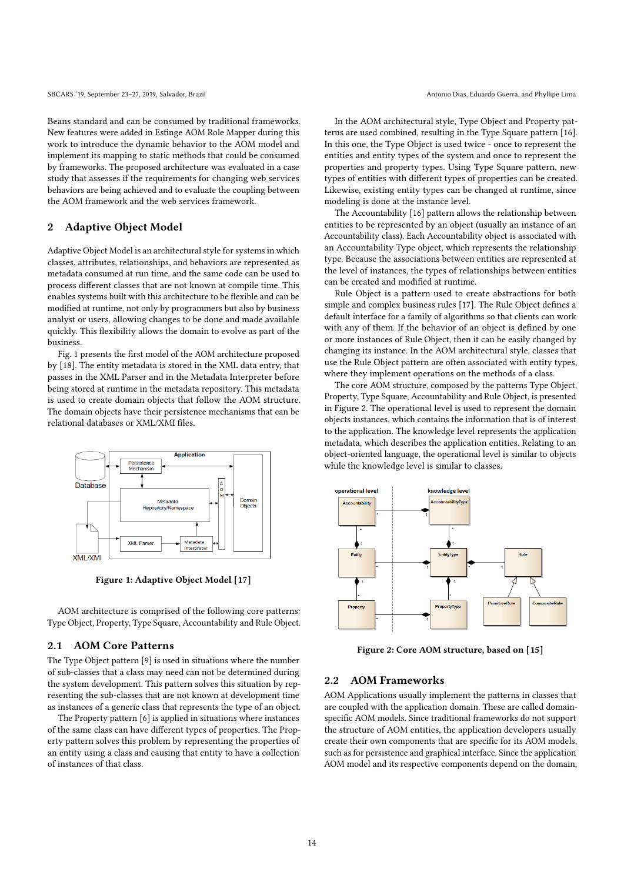Beans standard and can be consumed by traditional frameworks. New features were added in Esfinge AOM Role Mapper during this work to introduce the dynamic behavior to the AOM model and implement its mapping to static methods that could be consumed by frameworks. The proposed architecture was evaluated in a case study that assesses if the requirements for changing web services behaviors are being achieved and to evaluate the coupling between the AOM framework and the web services framework.

## 2 Adaptive Object Model

Adaptive Object Model is an architectural style for systems in which classes, attributes, relationships, and behaviors are represented as metadata consumed at run time, and the same code can be used to process different classes that are not known at compile time. This enables systems built with this architecture to be flexible and can be modified at runtime, not only by programmers but also by business analyst or users, allowing changes to be done and made available quickly. This flexibility allows the domain to evolve as part of the business.

Fig. 1 presents the first model of the AOM architecture proposed by [18]. The entity metadata is stored in the XML data entry, that passes in the XML Parser and in the Metadata Interpreter before being stored at runtime in the metadata repository. This metadata is used to create domain objects that follow the AOM structure. The domain objects have their persistence mechanisms that can be relational databases or XML/XMI files.

Figure 1: Adaptive Object Model [17]

AOM architecture is comprised of the following core patterns: Type Object, Property, Type Square, Accountability and Rule Object.

### 2.1 AOM Core Patterns

The Type Object pattern [9] is used in situations where the number of sub-classes that a class may need can not be determined during the system development. This pattern solves this situation by representing the sub-classes that are not known at development time as instances of a generic class that represents the type of an object.

The Property pattern [6] is applied in situations where instances of the same class can have different types of properties. The Property pattern solves this problem by representing the properties of an entity using a class and causing that entity to have a collection of instances of that class.

In the AOM architectural style, Type Object and Property patterns are used combined, resulting in the Type Square pattern [16]. In this one, the Type Object is used twice - once to represent the entities and entity types of the system and once to represent the properties and property types. Using Type Square pattern, new types of entities with different types of properties can be created. Likewise, existing entity types can be changed at runtime, since modeling is done at the instance level.

The Accountability [16] pattern allows the relationship between entities to be represented by an object (usually an instance of an Accountability class). Each Accountability object is associated with an Accountability Type object, which represents the relationship type. Because the associations between entities are represented at the level of instances, the types of relationships between entities can be created and modified at runtime.

Rule Object is a pattern used to create abstractions for both simple and complex business rules [17]. The Rule Object defines a default interface for a family of algorithms so that clients can work with any of them. If the behavior of an object is defined by one or more instances of Rule Object, then it can be easily changed by changing its instance. In the AOM architectural style, classes that use the Rule Object pattern are often associated with entity types, where they implement operations on the methods of a class.

The core AOM structure, composed by the patterns Type Object, Property, Type Square, Accountability and Rule Object, is presented in Figure 2. The operational level is used to represent the domain objects instances, which contains the information that is of interest to the application. The knowledge level represents the application metadata, which describes the application entities. Relating to an object-oriented language, the operational level is similar to objects while the knowledge level is similar to classes.

Figure 2: Core AOM structure, based on [15]

### 2.2 AOM Frameworks

AOM Applications usually implement the patterns in classes that are coupled with the application domain. These are called domain-specific AOM models. Since traditional frameworks do not support the structure of AOM entities, the application developers usually create their own components that are specific for its AOM models, such as for persistence and graphical interface. Since the application AOM model and its respective components depend on the domain,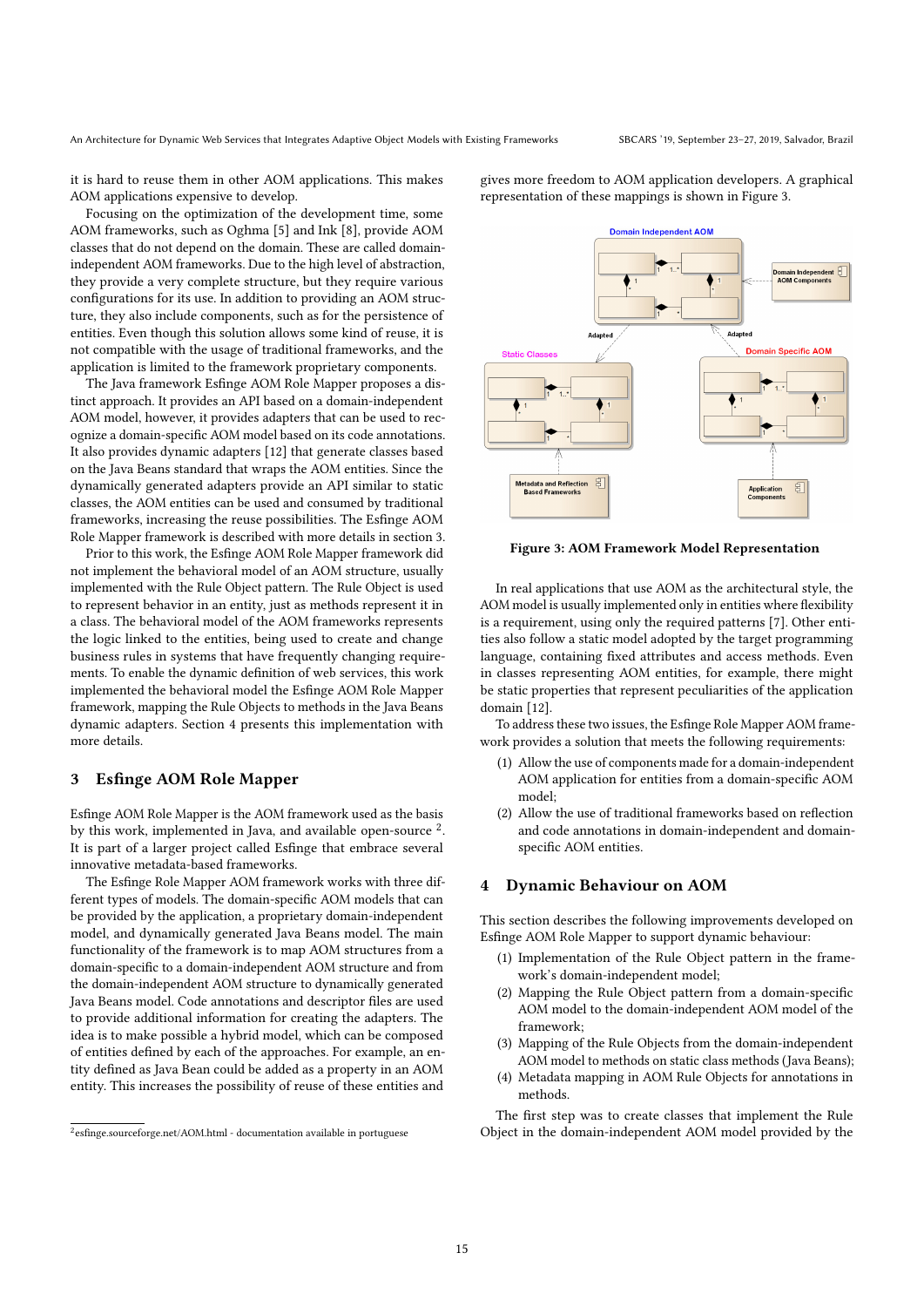it is hard to reuse them in other AOM applications. This makes AOM applications expensive to develop.

Focusing on the optimization of the development time, some AOM frameworks, such as Oghma [5] and Ink [8], provide AOM classes that do not depend on the domain. These are called domain-independent AOM frameworks. Due to the high level of abstraction, they provide a very complete structure, but they require various configurations for its use. In addition to providing an AOM structure, they also include components, such as for the persistence of entities. Even though this solution allows some kind of reuse, it is not compatible with the usage of traditional frameworks, and the application is limited to the framework proprietary components.

The Java framework Esfinge AOM Role Mapper proposes a distinct approach. It provides an API based on a domain-independent AOM model, however, it provides adapters that can be used to recognize a domain-specific AOM model based on its code annotations. It also provides dynamic adapters [12] that generate classes based on the Java Beans standard that wraps the AOM entities. Since the dynamically generated adapters provide an API similar to static classes, the AOM entities can be used and consumed by traditional frameworks, increasing the reuse possibilities. The Esfinge AOM Role Mapper framework is described with more details in section 3.

Prior to this work, the Esfinge AOM Role Mapper framework did not implement the behavioral model of an AOM structure, usually implemented with the Rule Object pattern. The Rule Object is used to represent behavior in an entity, just as methods represent it in a class. The behavioral model of the AOM frameworks represents the logic linked to the entities, being used to create and change business rules in systems that have frequently changing requirements. To enable the dynamic definition of web services, this work implemented the behavioral model the Esfinge AOM Role Mapper framework, mapping the Rule Objects to methods in the Java Beans dynamic adapters. Section 4 presents this implementation with more details.

## 3 Esfinge AOM Role Mapper

Esfinge AOM Role Mapper is the AOM framework used as the basis by this work, implemented in Java, and available open-source [2]. It is part of a larger project called Esfinge that embrace several innovative metadata-based frameworks.

The Esfinge Role Mapper AOM framework works with three different types of models. The domain-specific AOM models that can be provided by the application, a proprietary domain-independent model, and dynamically generated Java Beans model. The main functionality of the framework is to map AOM structures from a domain-specific to a domain-independent AOM structure and from the domain-independent AOM structure to dynamically generated Java Beans model. Code annotations and descriptor files are used to provide additional information for creating the adapters. The idea is to make possible a hybrid model, which can be composed of entities defined by each of the approaches. For example, an entity defined as Java Bean could be added as a property in an AOM entity. This increases the possibility of reuse of these entities and gives more freedom to AOM application developers. A graphical representation of these mappings is shown in Figure 3.

**Figure 3: AOM Framework Model Representation**

In real applications that use AOM as the architectural style, the AOM model is usually implemented only in entities where flexibility is a requirement, using only the required patterns [7]. Other entities also follow a static model adopted by the target programming language, containing fixed attributes and access methods. Even in classes representing AOM entities, for example, there might be static properties that represent peculiarities of the application domain [12].

To address these two issues, the Esfinge Role Mapper AOM framework provides a solution that meets the following requirements:

(1) Allow the use of components made for a domain-independent AOM application for entities from a domain-specific AOM model;
(2) Allow the use of traditional frameworks based on reflection and code annotations in domain-independent and domain-specific AOM entities.

## 4 Dynamic Behaviour on AOM

This section describes the following improvements developed on Esfinge AOM Role Mapper to support dynamic behaviour:

(1) Implementation of the Rule Object pattern in the framework's domain-independent model;
(2) Mapping the Rule Object pattern from a domain-specific AOM model to the domain-independent AOM model of the framework;
(3) Mapping of the Rule Objects from the domain-independent AOM model to methods on static class methods (Java Beans);
(4) Metadata mapping in AOM Rule Objects for annotations in methods.

The first step was to create classes that implement the Rule Object in the domain-independent AOM model provided by the

[2] esfinge.sourceforge.net/AOM.html - documentation available in portuguese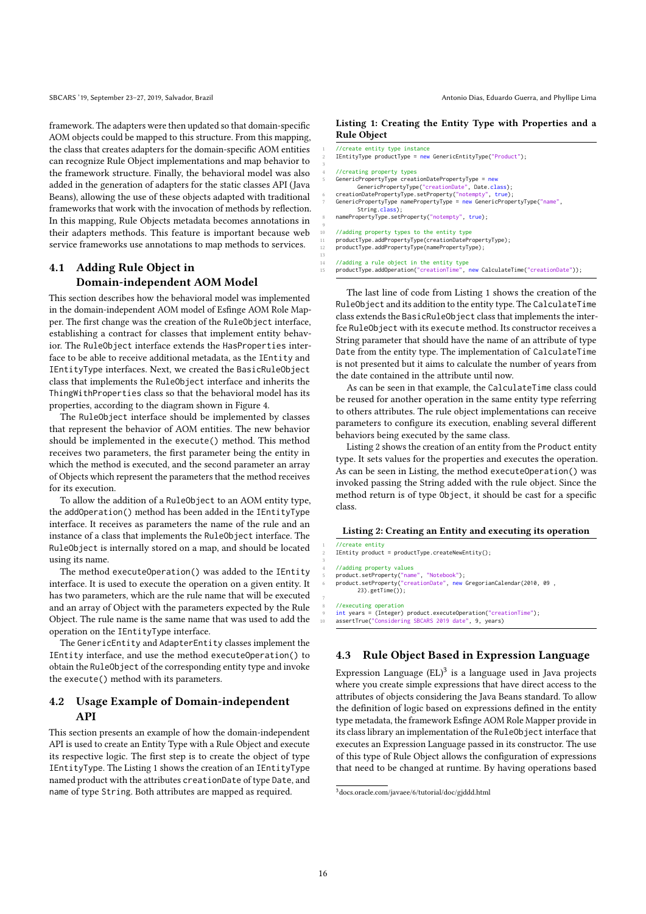framework. The adapters were then updated so that domain-specific AOM objects could be mapped to this structure. From this mapping, the class that creates adapters for the domain-specific AOM entities can recognize Rule Object implementations and map behavior to the framework structure. Finally, the behavioral model was also added in the generation of adapters for the static classes API (Java Beans), allowing the use of these objects adapted with traditional frameworks that work with the invocation of methods by reflection. In this mapping, Rule Objects metadata becomes annotations in their adapters methods. This feature is important because web service frameworks use annotations to map methods to services.

## 4.1 Adding Rule Object in Domain-independent AOM Model

This section describes how the behavioral model was implemented in the domain-independent AOM model of Esfinge AOM Role Mapper. The first change was the creation of the `RuleObject` interface, establishing a contract for classes that implement entity behavior. The `RuleObject` interface extends the `HasProperties` interface to be able to receive additional metadata, as the `IEntity` and `IEntityType` interfaces. Next, we created the `BasicRuleObject` class that implements the `RuleObject` interface and inherits the `ThingWithProperties` class so that the behavioral model has its properties, according to the diagram shown in Figure 4.

The `RuleObject` interface should be implemented by classes that represent the behavior of AOM entities. The new behavior should be implemented in the `execute()` method. This method receives two parameters, the first parameter being the entity in which the method is executed, and the second parameter an array of Objects which represent the parameters that the method receives for its execution.

To allow the addition of a `RuleObject` to an AOM entity type, the `addOperation()` method has been added in the `IEntityType` interface. It receives as parameters the name of the rule and an instance of a class that implements the `RuleObject` interface. The `RuleObject` is internally stored on a map, and should be located using its name.

The method `executeOperation()` was added to the `IEntity` interface. It is used to execute the operation on a given entity. It has two parameters, which are the rule name that will be executed and an array of Object with the parameters expected by the Rule Object. The rule name is the same name that was used to add the operation on the `IEntityType` interface.

The `GenericEntity` and `AdapterEntity` classes implement the `IEntity` interface, and use the method `executeOperation()` to obtain the `RuleObject` of the corresponding entity type and invoke the `execute()` method with its parameters.

## 4.2 Usage Example of Domain-independent API

This section presents an example of how the domain-independent API is used to create an Entity Type with a Rule Object and execute its respective logic. The first step is to create the object of type `IEntityType`. The Listing 1 shows the creation of an `IEntityType` named product with the attributes `creationDate` of type `Date`, and `name` of type `String`. Both attributes are mapped as required.

**Listing 1: Creating the Entity Type with Properties and a Rule Object**

```
//create entity type instance
IEntityType productType = new GenericEntityType("Product");

//creating property types
GenericPropertyType creationDatePropertyType = new
      GenericPropertyType("creationDate", Date.class);
creationDatePropertyType.setProperty("notempty", true);
GenericPropertyType namePropertyType = new GenericPropertyType("name",
      String.class);
namePropertyType.setProperty("notempty", true);

//adding property types to the entity type
productType.addPropertyType(creationDatePropertyType);
productType.addPropertyType(namePropertyType);

//adding a rule object in the entity type
productType.addOperation("creationTime", new CalculateTime("creationDate"));
```

The last line of code from Listing 1 shows the creation of the `RuleObject` and its addition to the entity type. The `CalculateTime` class extends the `BasicRuleObject` class that implements the interfce `RuleObject` with its `execute` method. Its constructor receives a String parameter that should have the name of an attribute of type `Date` from the entity type. The implementation of `CalculateTime` is not presented but it aims to calculate the number of years from the date contained in the attribute until now.

As can be seen in that example, the `CalculateTime` class could be reused for another operation in the same entity type referring to others attributes. The rule object implementations can receive parameters to configure its execution, enabling several different behaviors being executed by the same class.

Listing 2 shows the creation of an entity from the `Product` entity type. It sets values for the properties and executes the operation. As can be seen in Listing, the method `executeOperation()` was invoked passing the String added with the rule object. Since the method return is of type `Object`, it should be cast for a specific class.

**Listing 2: Creating an Entity and executing its operation**

```
//create entity
IEntity product = productType.createNewEntity();

//adding property values
product.setProperty("name", "Notebook");
product.setProperty("creationDate", new GregorianCalendar(2010, 09 ,
      23).getTime());

//executing operation
int years = (Integer) product.executeOperation("creationTime");
assertTrue("Considering SBCARS 2019 date", 9, years)
```

## 4.3 Rule Object Based in Expression Language

Expression Language (EL)[3] is a language used in Java projects where you create simple expressions that have direct access to the attributes of objects considering the Java Beans standard. To allow the definition of logic based on expressions defined in the entity type metadata, the framework Esfinge AOM Role Mapper provide in its class library an implementation of the `RuleObject` interface that executes an Expression Language passed in its constructor. The use of this type of Rule Object allows the configuration of expressions that need to be changed at runtime. By having operations based

[3] docs.oracle.com/javaee/6/tutorial/doc/gjddd.html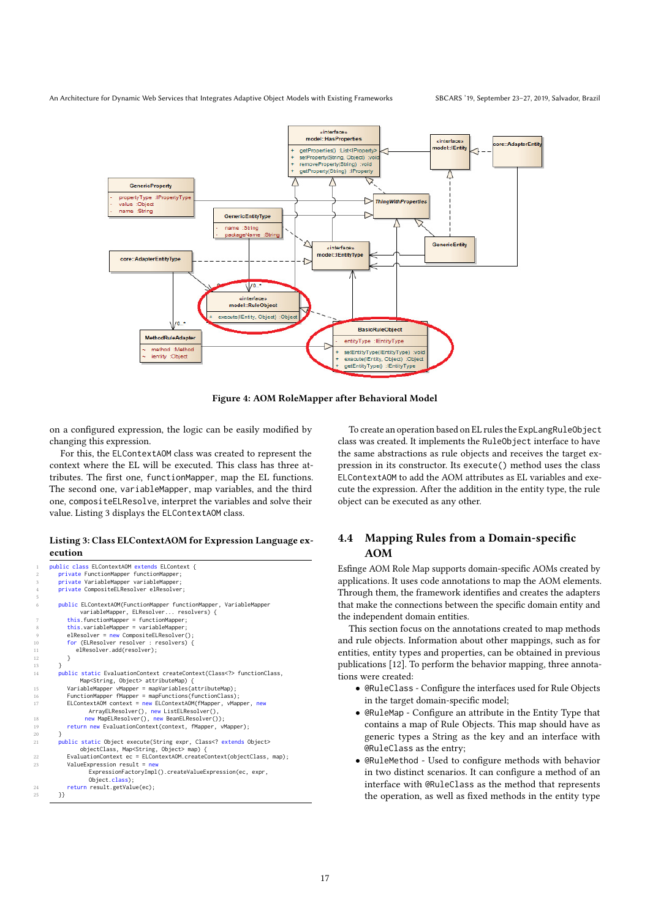Figure 4: AOM RoleMapper after Behavioral Model

on a configured expression, the logic can be easily modified by changing this expression.

For this, the ELContextAOM class was created to represent the context where the EL will be executed. This class has three attributes. The first one, functionMapper, map the EL functions. The second one, variableMapper, map variables, and the third one, compositeELResolve, interpret the variables and solve their value. Listing 3 displays the ELContextAOM class.

**Listing 3: Class ELContextAOM for Expression Language execution**

```
public class ELContextAOM extends ELContext {
    private FunctionMapper functionMapper;
    private VariableMapper variableMapper;
    private CompositeELResolver elResolver;

    public ELContextAOM(FunctionMapper functionMapper, VariableMapper
         variableMapper, ELResolver... resolvers) {
        this.functionMapper = functionMapper;
        this.variableMapper = variableMapper;
        elResolver = new CompositeELResolver();
        for (ELResolver resolver : resolvers) {
          elResolver.add(resolver);
        }
    }
    public static EvaluationContext createContext(Class<?> functionClass,
         Map<String, Object> attributeMap) {
        VariableMapper vMapper = mapVariables(attributeMap);
        FunctionMapper fMapper = mapFunctions(functionClass);
        ELContextAOM context = new ELContextAOM(fMapper, vMapper, new
              ArrayELResolver(), new ListELResolver(),
            new MapELResolver(), new BeanELResolver());
        return new EvaluationContext(context, fMapper, vMapper);
    }
    public static Object execute(String expr, Class<? extends Object>
         objectClass, Map<String, Object> map) {
        EvaluationContext ec = ELContextAOM.createContext(objectClass, map);
        ValueExpression result = new
              ExpressionFactoryImpl().createValueExpression(ec, expr,
              Object.class);
        return result.getValue(ec);
    }}
```

To create an operation based on EL rules the ExpLangRuleObject class was created. It implements the RuleObject interface to have the same abstractions as rule objects and receives the target expression in its constructor. Its execute() method uses the class ELContextAOM to add the AOM attributes as EL variables and execute the expression. After the addition in the entity type, the rule object can be executed as any other.

## 4.4 Mapping Rules from a Domain-specific AOM

Esfinge AOM Role Map supports domain-specific AOMs created by applications. It uses code annotations to map the AOM elements. Through them, the framework identifies and creates the adapters that make the connections between the specific domain entity and the independent domain entities.

This section focus on the annotations created to map methods and rule objects. Information about other mappings, such as for entities, entity types and properties, can be obtained in previous publications [12]. To perform the behavior mapping, three annotations were created:

- @RuleClass - Configure the interfaces used for Rule Objects in the target domain-specific model;
- @RuleMap - Configure an attribute in the Entity Type that contains a map of Rule Objects. This map should have as generic types a String as the key and an interface with @RuleClass as the entry;
- @RuleMethod - Used to configure methods with behavior in two distinct scenarios. It can configure a method of an interface with @RuleClass as the method that represents the operation, as well as fixed methods in the entity type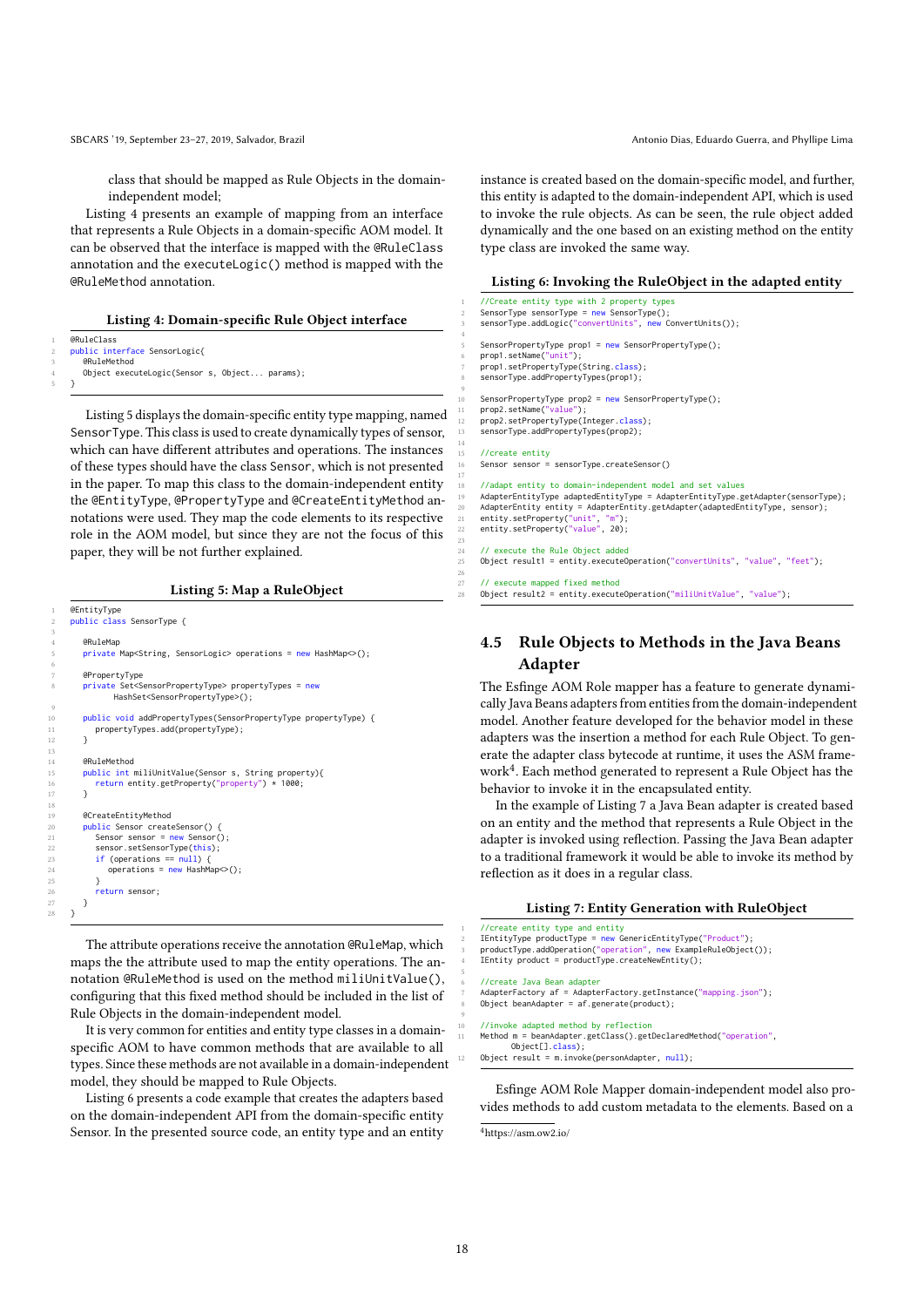class that should be mapped as Rule Objects in the domain-independent model;

Listing 4 presents an example of mapping from an interface that represents a Rule Objects in a domain-specific AOM model. It can be observed that the interface is mapped with the @RuleClass annotation and the executeLogic() method is mapped with the @RuleMethod annotation.

**Listing 4: Domain-specific Rule Object interface**

```
@RuleClass
public interface SensorLogic{
   @RuleMethod
   Object executeLogic(Sensor s, Object... params);
}
```

Listing 5 displays the domain-specific entity type mapping, named SensorType. This class is used to create dynamically types of sensor, which can have different attributes and operations. The instances of these types should have the class Sensor, which is not presented in the paper. To map this class to the domain-independent entity the @EntityType, @PropertyType and @CreateEntityMethod annotations were used. They map the code elements to its respective role in the AOM model, but since they are not the focus of this paper, they will be not further explained.

**Listing 5: Map a RuleObject**

```
@EntityType
public class SensorType {

   @RuleMap
   private Map<String, SensorLogic> operations = new HashMap<>();

   @PropertyType
   private Set<SensorPropertyType> propertyTypes = new
         HashSet<SensorPropertyType>();

   public void addPropertyTypes(SensorPropertyType propertyType) {
      propertyTypes.add(propertyType);
   }

   @RuleMethod
   public int miliUnitValue(Sensor s, String property){
      return entity.getProperty("property") * 1000;
   }

   @CreateEntityMethod
   public Sensor createSensor() {
      Sensor sensor = new Sensor();
      sensor.setSensorType(this);
      if (operations == null) {
         operations = new HashMap<>();
      }
      return sensor;
   }
}
```

The attribute operations receive the annotation @RuleMap, which maps the the attribute used to map the entity operations. The annotation @RuleMethod is used on the method miliUnitValue(), configuring that this fixed method should be included in the list of Rule Objects in the domain-independent model.

It is very common for entities and entity type classes in a domain-specific AOM to have common methods that are available to all types. Since these methods are not available in a domain-independent model, they should be mapped to Rule Objects.

Listing 6 presents a code example that creates the adapters based on the domain-independent API from the domain-specific entity Sensor. In the presented source code, an entity type and an entity instance is created based on the domain-specific model, and further, this entity is adapted to the domain-independent API, which is used to invoke the rule objects. As can be seen, the rule object added dynamically and the one based on an existing method on the entity type class are invoked the same way.

**Listing 6: Invoking the RuleObject in the adapted entity**

```
//Create entity type with 2 property types
SensorType sensorType = new SensorType();
sensorType.addLogic("convertUnits", new ConvertUnits());

SensorPropertyType prop1 = new SensorPropertyType();
prop1.setName("unit");
prop1.setPropertyType(String.class);
sensorType.addPropertyTypes(prop1);

SensorPropertyType prop2 = new SensorPropertyType();
prop2.setName("value");
prop2.setPropertyType(Integer.class);
sensorType.addPropertyTypes(prop2);

//create entity
Sensor sensor = sensorType.createSensor()

//adapt entity to domain-independent model and set values
AdapterEntityType adaptedEntityType = AdapterEntityType.getAdapter(sensorType);
AdapterEntity entity = AdapterEntity.getAdapter(adaptedEntityType, sensor);
entity.setProperty("unit", "m");
entity.setProperty("value", 20);

// execute the Rule Object added
Object result1 = entity.executeOperation("convertUnits", "value", "feet");

// execute mapped fixed method
Object result2 = entity.executeOperation("miliUnitValue", "value");
```

## 4.5 Rule Objects to Methods in the Java Beans Adapter

The Esfinge AOM Role mapper has a feature to generate dynamically Java Beans adapters from entities from the domain-independent model. Another feature developed for the behavior model in these adapters was the insertion a method for each Rule Object. To generate the adapter class bytecode at runtime, it uses the ASM framework[4]. Each method generated to represent a Rule Object has the behavior to invoke it in the encapsulated entity.

In the example of Listing 7 a Java Bean adapter is created based on an entity and the method that represents a Rule Object in the adapter is invoked using reflection. Passing the Java Bean adapter to a traditional framework it would be able to invoke its method by reflection as it does in a regular class.

**Listing 7: Entity Generation with RuleObject**

```
//create entity type and entity
IEntityType productType = new GenericEntityType("Product");
productType.addOperation("operation", new ExampleRuleObject());
IEntity product = productType.createNewEntity();

//create Java Bean adapter
AdapterFactory af = AdapterFactory.getInstance("mapping.json");
Object beanAdapter = af.generate(product);

//invoke adapted method by reflection
Method m = beanAdapter.getClass().getDeclaredMethod("operation",
      Object[].class);
Object result = m.invoke(personAdapter, null);
```

Esfinge AOM Role Mapper domain-independent model also provides methods to add custom metadata to the elements. Based on a

[4] https://asm.ow2.io/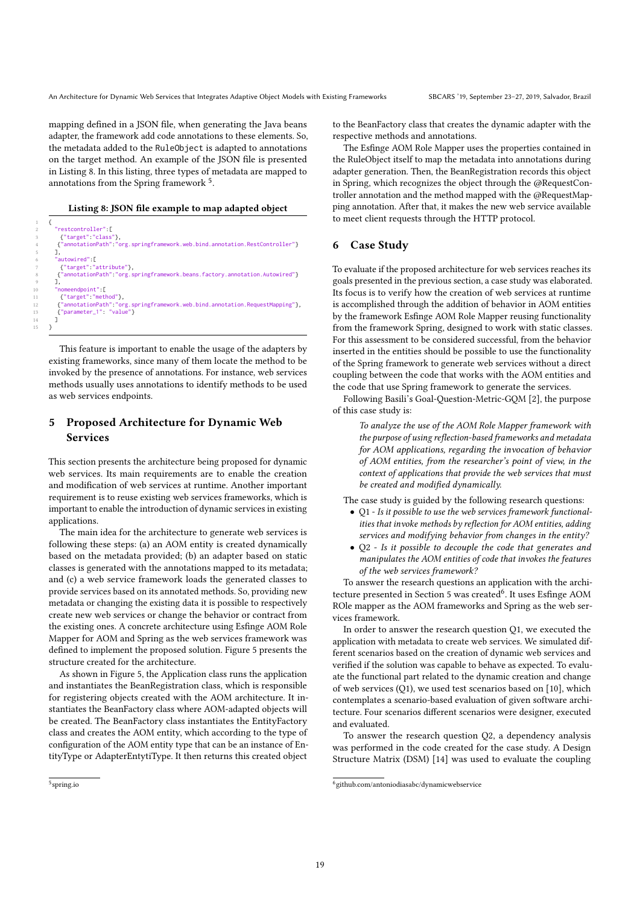mapping defined in a JSON file, when generating the Java beans adapter, the framework add code annotations to these elements. So, the metadata added to the RuleObject is adapted to annotations on the target method. An example of the JSON file is presented in Listing 8. In this listing, three types of metadata are mapped to annotations from the Spring framework [5].

**Listing 8: JSON file example to map adapted object**

```
{
  "restcontroller":[
   {"target":"class"},
   {"annotationPath":"org.springframework.web.bind.annotation.RestController"}
  ],
  "autowired":[
   {"target":"attribute"},
   {"annotationPath":"org.springframework.beans.factory.annotation.Autowired"}
  ],
  "nomeendpoint":[
   {"target":"method"},
   {"annotationPath":"org.springframework.web.bind.annotation.RequestMapping"},
   {"parameter_1": "value"}
  ]
}
```

This feature is important to enable the usage of the adapters by existing frameworks, since many of them locate the method to be invoked by the presence of annotations. For instance, web services methods usually uses annotations to identify methods to be used as web services endpoints.

## 5 Proposed Architecture for Dynamic Web Services

This section presents the architecture being proposed for dynamic web services. Its main requirements are to enable the creation and modification of web services at runtime. Another important requirement is to reuse existing web services frameworks, which is important to enable the introduction of dynamic services in existing applications.

The main idea for the architecture to generate web services is following these steps: (a) an AOM entity is created dynamically based on the metadata provided; (b) an adapter based on static classes is generated with the annotations mapped to its metadata; and (c) a web service framework loads the generated classes to provide services based on its annotated methods. So, providing new metadata or changing the existing data it is possible to respectively create new web services or change the behavior or contract from the existing ones. A concrete architecture using Esfinge AOM Role Mapper for AOM and Spring as the web services framework was defined to implement the proposed solution. Figure 5 presents the structure created for the architecture.

As shown in Figure 5, the Application class runs the application and instantiates the BeanRegistration class, which is responsible for registering objects created with the AOM architecture. It instantiates the BeanFactory class where AOM-adapted objects will be created. The BeanFactory class instantiates the EntityFactory class and creates the AOM entity, which according to the type of configuration of the AOM entity type that can be an instance of EntityType or AdapterEntytiType. It then returns this created object to the BeanFactory class that creates the dynamic adapter with the respective methods and annotations.

The Esfinge AOM Role Mapper uses the properties contained in the RuleObject itself to map the metadata into annotations during adapter generation. Then, the BeanRegistration records this object in Spring, which recognizes the object through the @RequestController annotation and the method mapped with the @RequestMapping annotation. After that, it makes the new web service available to meet client requests through the HTTP protocol.

## 6 Case Study

To evaluate if the proposed architecture for web services reaches its goals presented in the previous section, a case study was elaborated. Its focus is to verify how the creation of web services at runtime is accomplished through the addition of behavior in AOM entities by the framework Esfinge AOM Role Mapper reusing functionality from the framework Spring, designed to work with static classes. For this assessment to be considered successful, from the behavior inserted in the entities should be possible to use the functionality of the Spring framework to generate web services without a direct coupling between the code that works with the AOM entities and the code that use Spring framework to generate the services.

Following Basili's Goal-Question-Metric-GQM [2], the purpose of this case study is:

> *To analyze the use of the AOM Role Mapper framework with the purpose of using reflection-based frameworks and metadata for AOM applications, regarding the invocation of behavior of AOM entities, from the researcher's point of view, in the context of applications that provide the web services that must be created and modified dynamically.*

The case study is guided by the following research questions:

- Q1 - *Is it possible to use the web services framework functionalities that invoke methods by reflection for AOM entities, adding services and modifying behavior from changes in the entity?*
- Q2 - *Is it possible to decouple the code that generates and manipulates the AOM entities of code that invokes the features of the web services framework?*

To answer the research questions an application with the architecture presented in Section 5 was created[6]. It uses Esfinge AOM ROle mapper as the AOM frameworks and Spring as the web services framework.

In order to answer the research question Q1, we executed the application with metadata to create web services. We simulated different scenarios based on the creation of dynamic web services and verified if the solution was capable to behave as expected. To evaluate the functional part related to the dynamic creation and change of web services (Q1), we used test scenarios based on [10], which contemplates a scenario-based evaluation of given software architecture. Four scenarios different scenarios were designer, executed and evaluated.

To answer the research question Q2, a dependency analysis was performed in the code created for the case study. A Design Structure Matrix (DSM) [14] was used to evaluate the coupling

[5] spring.io

[6] github.com/antoniodiasabc/dynamicwebservice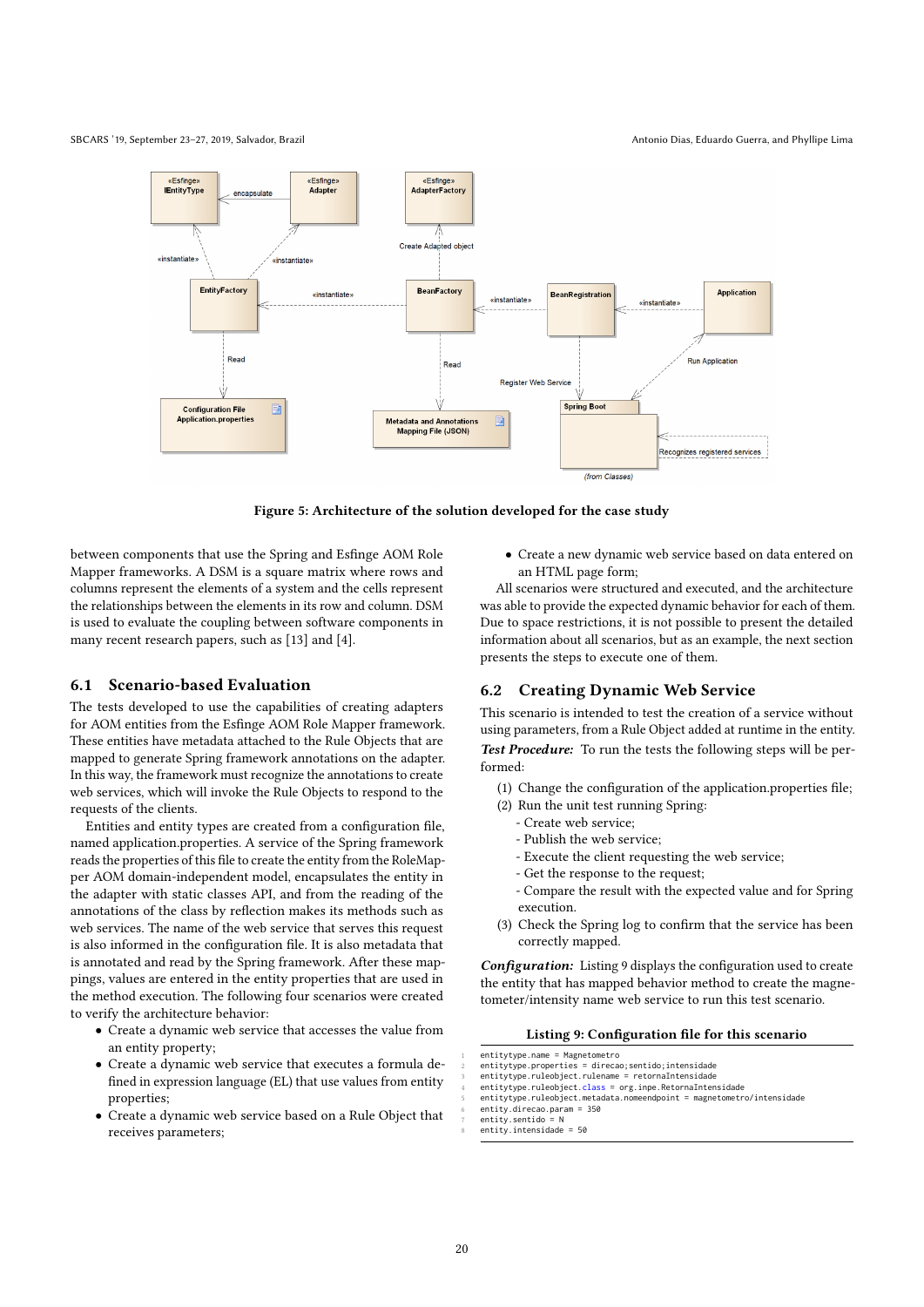Figure 5: Architecture of the solution developed for the case study

between components that use the Spring and Esfinge AOM Role Mapper frameworks. A DSM is a square matrix where rows and columns represent the elements of a system and the cells represent the relationships between the elements in its row and column. DSM is used to evaluate the coupling between software components in many recent research papers, such as [13] and [4].

## 6.1 Scenario-based Evaluation

The tests developed to use the capabilities of creating adapters for AOM entities from the Esfinge AOM Role Mapper framework. These entities have metadata attached to the Rule Objects that are mapped to generate Spring framework annotations on the adapter. In this way, the framework must recognize the annotations to create web services, which will invoke the Rule Objects to respond to the requests of the clients.

Entities and entity types are created from a configuration file, named application.properties. A service of the Spring framework reads the properties of this file to create the entity from the RoleMapper AOM domain-independent model, encapsulates the entity in the adapter with static classes API, and from the reading of the annotations of the class by reflection makes its methods such as web services. The name of the web service that serves this request is also informed in the configuration file. It is also metadata that is annotated and read by the Spring framework. After these mappings, values are entered in the entity properties that are used in the method execution. The following four scenarios were created to verify the architecture behavior:

- Create a dynamic web service that accesses the value from an entity property;
- Create a dynamic web service that executes a formula defined in expression language (EL) that use values from entity properties;
- Create a dynamic web service based on a Rule Object that receives parameters;
- Create a new dynamic web service based on data entered on an HTML page form;

All scenarios were structured and executed, and the architecture was able to provide the expected dynamic behavior for each of them. Due to space restrictions, it is not possible to present the detailed information about all scenarios, but as an example, the next section presents the steps to execute one of them.

## 6.2 Creating Dynamic Web Service

This scenario is intended to test the creation of a service without using parameters, from a Rule Object added at runtime in the entity.

***Test Procedure:*** To run the tests the following steps will be performed:

(1) Change the configuration of the application.properties file;
(2) Run the unit test running Spring:
- Create web service;
- Publish the web service;
- Execute the client requesting the web service;
- Get the response to the request;
- Compare the result with the expected value and for Spring execution.

(3) Check the Spring log to confirm that the service has been correctly mapped.

***Configuration:*** Listing 9 displays the configuration used to create the entity that has mapped behavior method to create the magnetometer/intensity name web service to run this test scenario.

**Listing 9: Configuration file for this scenario**

```
entitytype.name = Magnetometro
entitytype.properties = direcao;sentido;intensidade
entitytype.ruleobject.rulename = retornaIntensidade
entitytype.ruleobject.class = org.inpe.RetornaIntensidade
entitytype.ruleobject.metadata.nomeendpoint = magnetometro/intensidade
entity.direcao.param = 350
entity.sentido = N
entity.intensidade = 50
```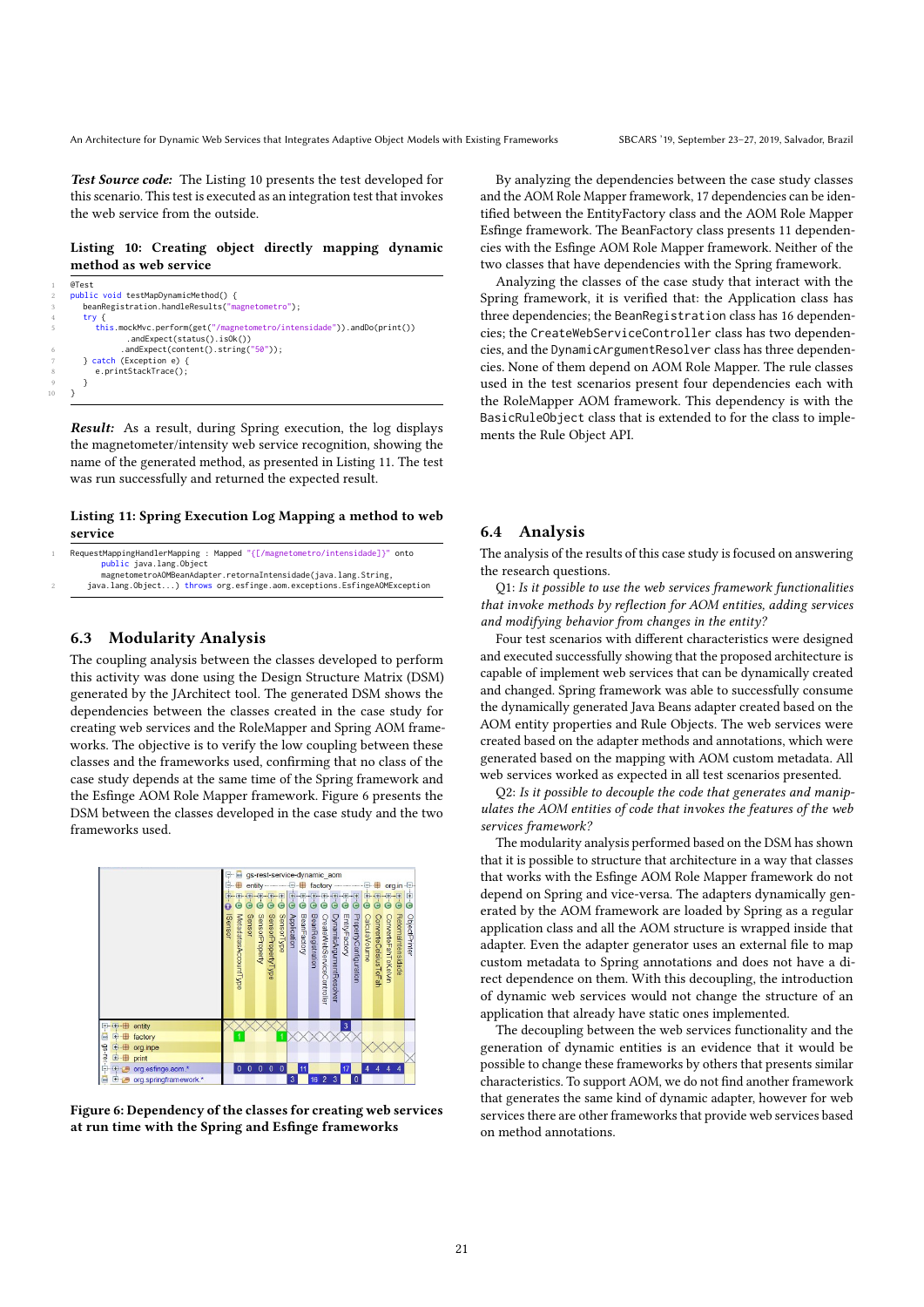***Test Source code:*** The Listing 10 presents the test developed for this scenario. This test is executed as an integration test that invokes the web service from the outside.

**Listing 10: Creating object directly mapping dynamic method as web service**

```
@Test
public void testMapDynamicMethod() {
    beanRegistration.handleResults("magnetometro");
    try {
        this.mockMvc.perform(get("/magnetometro/intensidade")).andDo(print())
                .andExpect(status().isOk())
                .andExpect(content().string("50"));
    } catch (Exception e) {
        e.printStackTrace();
    }
}
```

***Result:*** As a result, during Spring execution, the log displays the magnetometer/intensity web service recognition, showing the name of the generated method, as presented in Listing 11. The test was run successfully and returned the expected result.

**Listing 11: Spring Execution Log Mapping a method to web service**

```
RequestMappingHandlerMapping : Mapped "{[/magnetometro/intensidade]}" onto
        public java.lang.Object
        magnetometroAOMBeanAdapter.retornaIntensidade(java.lang.String,
    java.lang.Object...) throws org.esfinge.aom.exceptions.EsfingeAOMException
```

## 6.3 Modularity Analysis

The coupling analysis between the classes developed to perform this activity was done using the Design Structure Matrix (DSM) generated by the JArchitect tool. The generated DSM shows the dependencies between the classes created in the case study for creating web services and the RoleMapper and Spring AOM frameworks. The objective is to verify the low coupling between these classes and the frameworks used, confirming that no class of the case study depends at the same time of the Spring framework and the Esfinge AOM Role Mapper framework. Figure 6 presents the DSM between the classes developed in the case study and the two frameworks used.

**Figure 6: Dependency of the classes for creating web services at run time with the Spring and Esfinge frameworks**

By analyzing the dependencies between the case study classes and the AOM Role Mapper framework, 17 dependencies can be identified between the EntityFactory class and the AOM Role Mapper Esfinge framework. The BeanFactory class presents 11 dependencies with the Esfinge AOM Role Mapper framework. Neither of the two classes that have dependencies with the Spring framework.

Analyzing the classes of the case study that interact with the Spring framework, it is verified that: the Application class has three dependencies; the BeanRegistration class has 16 dependencies; the CreateWebServiceController class has two dependencies, and the DynamicArgumentResolver class has three dependencies. None of them depend on AOM Role Mapper. The rule classes used in the test scenarios present four dependencies each with the RoleMapper AOM framework. This dependency is with the BasicRuleObject class that is extended to for the class to implements the Rule Object API.

## 6.4 Analysis

The analysis of the results of this case study is focused on answering the research questions.

Q1: *Is it possible to use the web services framework functionalities that invoke methods by reflection for AOM entities, adding services and modifying behavior from changes in the entity?*

Four test scenarios with different characteristics were designed and executed successfully showing that the proposed architecture is capable of implement web services that can be dynamically created and changed. Spring framework was able to successfully consume the dynamically generated Java Beans adapter created based on the AOM entity properties and Rule Objects. The web services were created based on the adapter methods and annotations, which were generated based on the mapping with AOM custom metadata. All web services worked as expected in all test scenarios presented.

Q2: *Is it possible to decouple the code that generates and manipulates the AOM entities of code that invokes the features of the web services framework?*

The modularity analysis performed based on the DSM has shown that it is possible to structure that architecture in a way that classes that works with the Esfinge AOM Role Mapper framework do not depend on Spring and vice-versa. The adapters dynamically generated by the AOM framework are loaded by Spring as a regular application class and all the AOM structure is wrapped inside that adapter. Even the adapter generator uses an external file to map custom metadata to Spring annotations and does not have a direct dependence on them. With this decoupling, the introduction of dynamic web services would not change the structure of an application that already have static ones implemented.

The decoupling between the web services functionality and the generation of dynamic entities is an evidence that it would be possible to change these frameworks by others that presents similar characteristics. To support AOM, we do not find another framework that generates the same kind of dynamic adapter, however for web services there are other frameworks that provide web services based on method annotations.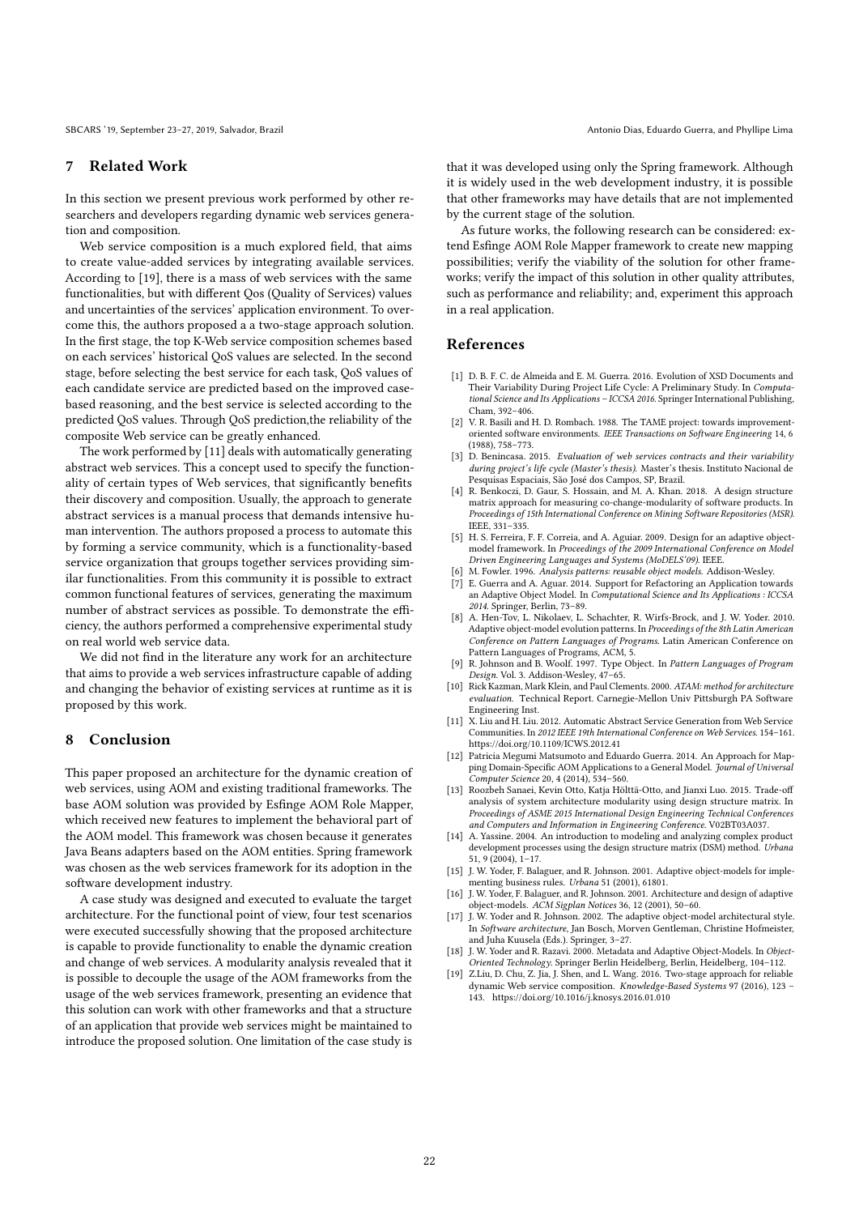## 7 Related Work

In this section we present previous work performed by other researchers and developers regarding dynamic web services generation and composition.

Web service composition is a much explored field, that aims to create value-added services by integrating available services. According to [19], there is a mass of web services with the same functionalities, but with different Qos (Quality of Services) values and uncertainties of the services' application environment. To overcome this, the authors proposed a a two-stage approach solution. In the first stage, the top K-Web service composition schemes based on each services' historical QoS values are selected. In the second stage, before selecting the best service for each task, QoS values of each candidate service are predicted based on the improved case-based reasoning, and the best service is selected according to the predicted QoS values. Through QoS prediction,the reliability of the composite Web service can be greatly enhanced.

The work performed by [11] deals with automatically generating abstract web services. This a concept used to specify the functionality of certain types of Web services, that significantly benefits their discovery and composition. Usually, the approach to generate abstract services is a manual process that demands intensive human intervention. The authors proposed a process to automate this by forming a service community, which is a functionality-based service organization that groups together services providing similar functionalities. From this community it is possible to extract common functional features of services, generating the maximum number of abstract services as possible. To demonstrate the efficiency, the authors performed a comprehensive experimental study on real world web service data.

We did not find in the literature any work for an architecture that aims to provide a web services infrastructure capable of adding and changing the behavior of existing services at runtime as it is proposed by this work.

## 8 Conclusion

This paper proposed an architecture for the dynamic creation of web services, using AOM and existing traditional frameworks. The base AOM solution was provided by Esfinge AOM Role Mapper, which received new features to implement the behavioral part of the AOM model. This framework was chosen because it generates Java Beans adapters based on the AOM entities. Spring framework was chosen as the web services framework for its adoption in the software development industry.

A case study was designed and executed to evaluate the target architecture. For the functional point of view, four test scenarios were executed successfully showing that the proposed architecture is capable to provide functionality to enable the dynamic creation and change of web services. A modularity analysis revealed that it is possible to decouple the usage of the AOM frameworks from the usage of the web services framework, presenting an evidence that this solution can work with other frameworks and that a structure of an application that provide web services might be maintained to introduce the proposed solution. One limitation of the case study is that it was developed using only the Spring framework. Although it is widely used in the web development industry, it is possible that other frameworks may have details that are not implemented by the current stage of the solution.

As future works, the following research can be considered: extend Esfinge AOM Role Mapper framework to create new mapping possibilities; verify the viability of the solution for other frameworks; verify the impact of this solution in other quality attributes, such as performance and reliability; and, experiment this approach in a real application.

## References

[1] D. B. F. C. de Almeida and E. M. Guerra. 2016. Evolution of XSD Documents and Their Variability During Project Life Cycle: A Preliminary Study. In *Computational Science and Its Applications – ICCSA 2016*. Springer International Publishing, Cham, 392–406.

[2] V. R. Basili and H. D. Rombach. 1988. The TAME project: towards improvement-oriented software environments. *IEEE Transactions on Software Engineering* 14, 6 (1988), 758–773.

[3] D. Benincasa. 2015. *Evaluation of web services contracts and their variability during project's life cycle (Master's thesis)*. Master's thesis. Instituto Nacional de Pesquisas Espaciais, São José dos Campos, SP, Brazil.

[4] R. Benkoczi, D. Gaur, S. Hossain, and M. A. Khan. 2018. A design structure matrix approach for measuring co-change-modularity of software products. In *Proceedings of 15th International Conference on Mining Software Repositories (MSR)*. IEEE, 331–335.

[5] H. S. Ferreira, F. F. Correia, and A. Aguiar. 2009. Design for an adaptive object-model framework. In *Proceedings of the 2009 International Conference on Model Driven Engineering Languages and Systems (MoDELS'09)*. IEEE.

[6] M. Fowler. 1996. *Analysis patterns: reusable object models*. Addison-Wesley.

[7] E. Guerra and A. Aguar. 2014. Support for Refactoring an Application towards an Adaptive Object Model. In *Computational Science and Its Applications : ICCSA 2014*. Springer, Berlin, 73–89.

[8] A. Hen-Tov, L. Nikolaev, L. Schachter, R. Wirfs-Brock, and J. W. Yoder. 2010. Adaptive object-model evolution patterns. In *Proceedings of the 8th Latin American Conference on Pattern Languages of Programs*. Latin American Conference on Pattern Languages of Programs, ACM, 5.

[9] R. Johnson and B. Woolf. 1997. Type Object. In *Pattern Languages of Program Design*. Vol. 3. Addison-Wesley, 47–65.

[10] Rick Kazman, Mark Klein, and Paul Clements. 2000. *ATAM: method for architecture evaluation*. Technical Report. Carnegie-Mellon Univ Pittsburgh PA Software Engineering Inst.

[11] X. Liu and H. Liu. 2012. Automatic Abstract Service Generation from Web Service Communities. In *2012 IEEE 19th International Conference on Web Services*. 154–161. https://doi.org/10.1109/ICWS.2012.41

[12] Patricia Megumi Matsumoto and Eduardo Guerra. 2014. An Approach for Mapping Domain-Specific AOM Applications to a General Model. *Journal of Universal Computer Science* 20, 4 (2014), 534–560.

[13] Roozbeh Sanaei, Kevin Otto, Katja Hölttä-Otto, and Jianxi Luo. 2015. Trade-off analysis of system architecture modularity using design structure matrix. In *Proceedings of ASME 2015 International Design Engineering Technical Conferences and Computers and Information in Engineering Conference*. V02BT03A037.

[14] A. Yassine. 2004. An introduction to modeling and analyzing complex product development processes using the design structure matrix (DSM) method. *Urbana* 51, 9 (2004), 1–17.

[15] J. W. Yoder and R. Johnson. 2001. Adaptive object-models for implementing business rules. *Urbana* 51 (2001), 61801.

[16] J. W. Yoder, F. Balaguer, and R. Johnson. 2001. Architecture and design of adaptive object-models. *ACM Sigplan Notices* 36, 12 (2001), 50–60.

[17] J. W. Yoder and R. Johnson. 2002. The adaptive object-model architectural style. In *Software architecture*, Jan Bosch, Morven Gentleman, Christine Hofmeister, and Juha Kuusela (Eds.). Springer, 3–27.

[18] J. W. Yoder and R. Razavi. 2000. Metadata and Adaptive Object-Models. In *Object-Oriented Technology*. Springer Berlin Heidelberg, Berlin, Heidelberg, 104–112.

[19] Z.Liu, D. Chu, Z. Jia, J. Shen, and L. Wang. 2016. Two-stage approach for reliable dynamic Web service composition. *Knowledge-Based Systems* 97 (2016), 123 – 143. https://doi.org/10.1016/j.knosys.2016.01.010